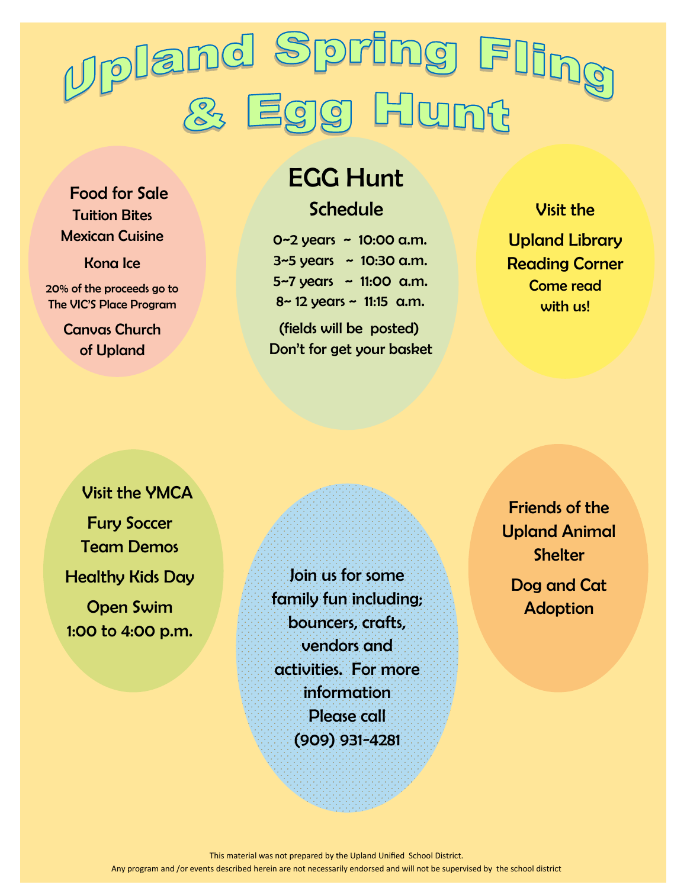# Upland Spring Fling & Egg Hunt

## Food for Sale

Tuition Bites

Mexican Cuisine

Kona Ice

20% of the proceeds go to The VIC'S Place Program

Canvas Church of Upland

## EGG Hunt

### Schedule

0~2 years ~ 10:00 a.m.

3~5 years ~ 10:30 a.m.

5~7 years ~ 11:00 a.m.

8~ 12 years ~ 11:15 a.m.

(fields will be posted)

Don't for get your basket

## Visit the Upland Library Reading Corner

Come read with us!

## Visit the YMCA

Fury Soccer Team Demos

Healthy Kids Day

Open Swim

1:00 to 4:00 p.m.

Join us for some family fun including; bouncers, crafts, vendors and activities. For more information Please call (909) 931-4281

## Friends of the Upland Animal Shelter

Dog and Cat Adoption

This material was not prepared by the Upland Unified School District.

Any program and /or events described herein are not necessarily endorsed and will not be supervised by the school district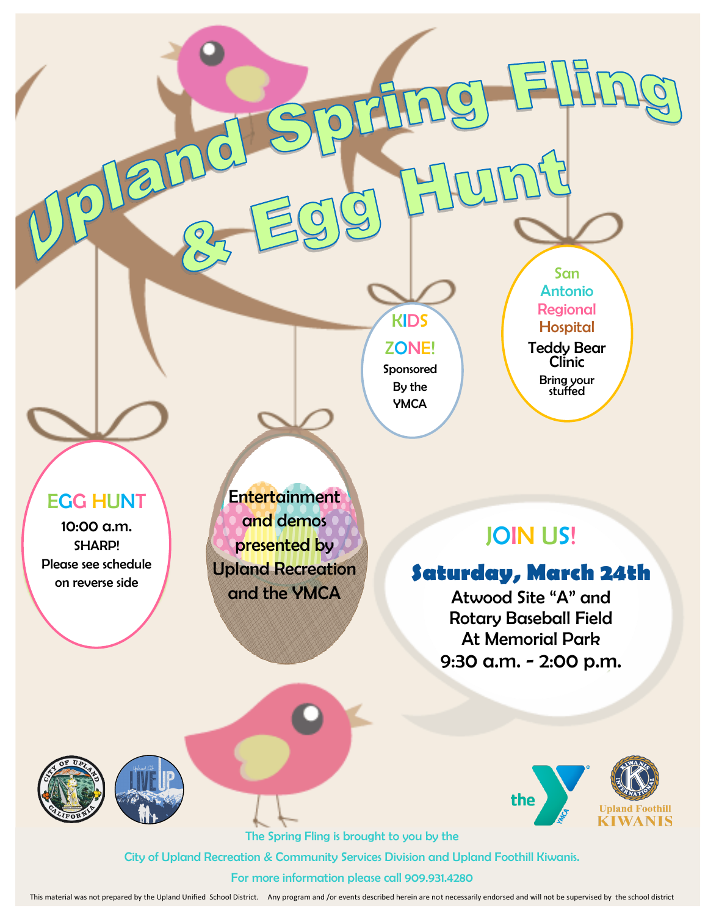# Upland Spring Fling & Egg Hunt

**KIDS ZONE!**
Sponsored By the YMCA

**San Antonio Regional Hospital**
Teddy Bear Clinic
Bring your stuffed

**EGG HUNT**
10:00 a.m.
SHARP!
Please see schedule on reverse side

Entertainment and demos presented by Upland Recreation and the YMCA

## JOIN US!

**Saturday, March 24th**

Atwood Site "A" and
Rotary Baseball Field
At Memorial Park
9:30 a.m. - 2:00 p.m.

The Spring Fling is brought to you by the
City of Upland Recreation & Community Services Division and Upland Foothill Kiwanis.
For more information please call 909.931.4280

This material was not prepared by the Upland Unified School District. Any program and /or events described herein are not necessarily endorsed and will not be supervised by the school district